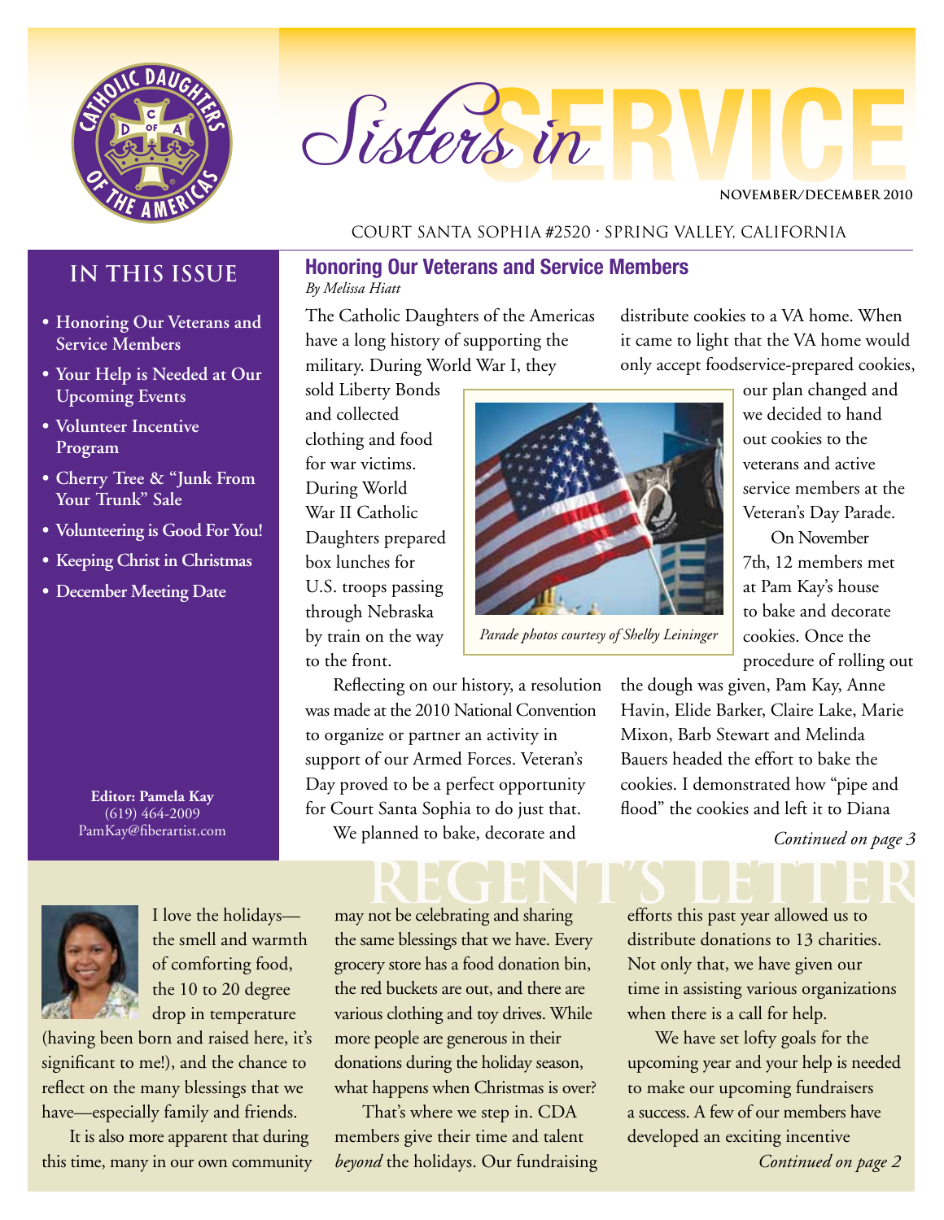# Sisters in SERVICE

NOVEMBER/DECEMBER 2010

COURT SANTA SOPHIA #2520 · SPRING VALLEY, CALIFORNIA

## IN THIS ISSUE

- Honoring Our Veterans and Service Members
- Your Help is Needed at Our Upcoming Events
- Volunteer Incentive Program
- Cherry Tree & "Junk From Your Trunk" Sale
- Volunteering is Good For You!
- Keeping Christ in Christmas
- December Meeting Date

**Editor: Pamela Kay**
(619) 464-2009
PamKay@fiberartist.com

## Honoring Our Veterans and Service Members

*By Melissa Hiatt*

The Catholic Daughters of the Americas have a long history of supporting the military. During World War I, they sold Liberty Bonds and collected clothing and food for war victims. During World War II Catholic Daughters prepared box lunches for U.S. troops passing through Nebraska by train on the way to the front.

Reflecting on our history, a resolution was made at the 2010 National Convention to organize or partner an activity in support of our Armed Forces. Veteran's Day proved to be a perfect opportunity for Court Santa Sophia to do just that.

We planned to bake, decorate and distribute cookies to a VA home. When it came to light that the VA home would only accept foodservice-prepared cookies, our plan changed and we decided to hand out cookies to the veterans and active service members at the Veteran's Day Parade.

*Parade photos courtesy of Shelby Leininger*

On November 7th, 12 members met at Pam Kay's house to bake and decorate cookies. Once the procedure of rolling out the dough was given, Pam Kay, Anne Havin, Elide Barker, Claire Lake, Marie Mixon, Barb Stewart and Melinda Bauers headed the effort to bake the cookies. I demonstrated how "pipe and flood" the cookies and left it to Diana

*Continued on page 3*

## REGENT'S LETTER

I love the holidays—the smell and warmth of comforting food, the 10 to 20 degree drop in temperature (having been born and raised here, it's significant to me!), and the chance to reflect on the many blessings that we have—especially family and friends.

It is also more apparent that during this time, many in our own community may not be celebrating and sharing the same blessings that we have. Every grocery store has a food donation bin, the red buckets are out, and there are various clothing and toy drives. While more people are generous in their donations during the holiday season, what happens when Christmas is over?

That's where we step in. CDA members give their time and talent *beyond* the holidays. Our fundraising efforts this past year allowed us to distribute donations to 13 charities. Not only that, we have given our time in assisting various organizations when there is a call for help.

We have set lofty goals for the upcoming year and your help is needed to make our upcoming fundraisers a success. A few of our members have developed an exciting incentive

*Continued on page 2*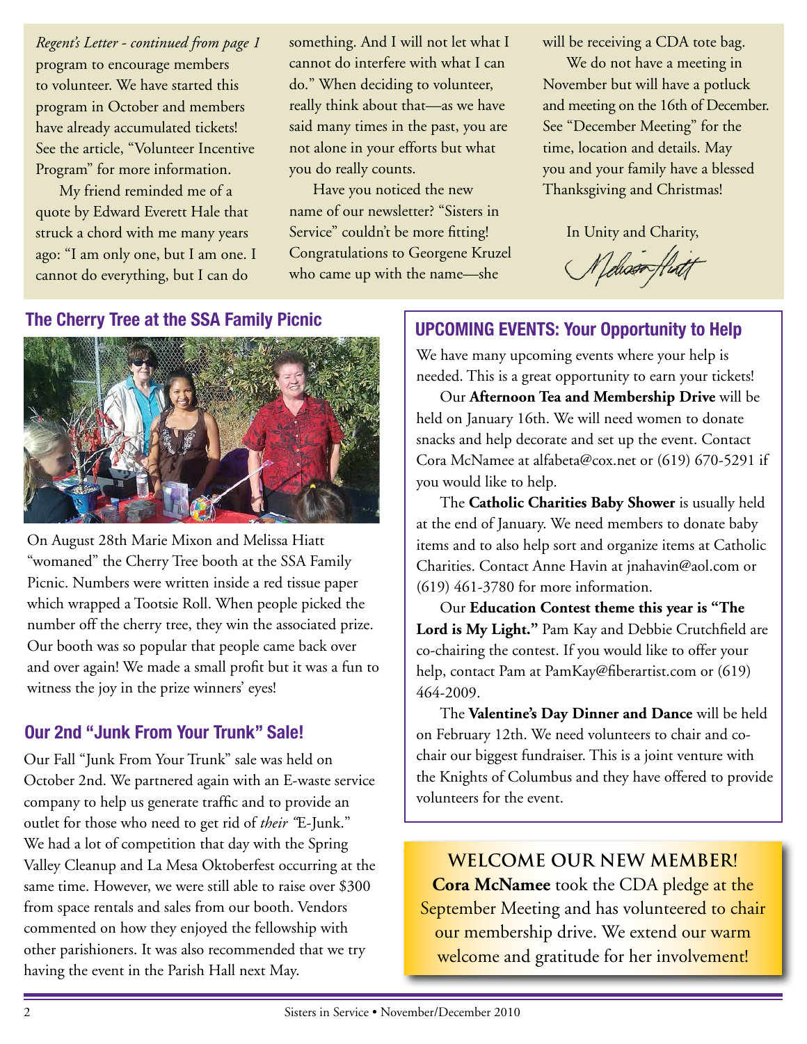*Regent's Letter - continued from page 1*

program to encourage members to volunteer. We have started this program in October and members have already accumulated tickets! See the article, "Volunteer Incentive Program" for more information.

My friend reminded me of a quote by Edward Everett Hale that struck a chord with me many years ago: "I am only one, but I am one. I cannot do everything, but I can do something. And I will not let what I cannot do interfere with what I can do." When deciding to volunteer, really think about that—as we have said many times in the past, you are not alone in your efforts but what you do really counts.

Have you noticed the new name of our newsletter? "Sisters in Service" couldn't be more fitting! Congratulations to Georgene Kruzel who came up with the name—she will be receiving a CDA tote bag.

We do not have a meeting in November but will have a potluck and meeting on the 16th of December. See "December Meeting" for the time, location and details. May you and your family have a blessed Thanksgiving and Christmas!

In Unity and Charity,

Melissa Hiatt

## The Cherry Tree at the SSA Family Picnic

On August 28th Marie Mixon and Melissa Hiatt "womaned" the Cherry Tree booth at the SSA Family Picnic. Numbers were written inside a red tissue paper which wrapped a Tootsie Roll. When people picked the number off the cherry tree, they win the associated prize. Our booth was so popular that people came back over and over again! We made a small profit but it was a fun to witness the joy in the prize winners' eyes!

## Our 2nd "Junk From Your Trunk" Sale!

Our Fall "Junk From Your Trunk" sale was held on October 2nd. We partnered again with an E-waste service company to help us generate traffic and to provide an outlet for those who need to get rid of *their* "E-Junk." We had a lot of competition that day with the Spring Valley Cleanup and La Mesa Oktoberfest occurring at the same time. However, we were still able to raise over $300 from space rentals and sales from our booth. Vendors commented on how they enjoyed the fellowship with other parishioners. It was also recommended that we try having the event in the Parish Hall next May.

## UPCOMING EVENTS: Your Opportunity to Help

We have many upcoming events where your help is needed. This is a great opportunity to earn your tickets!

Our **Afternoon Tea and Membership Drive** will be held on January 16th. We will need women to donate snacks and help decorate and set up the event. Contact Cora McNamee at alfabeta@cox.net or (619) 670-5291 if you would like to help.

The **Catholic Charities Baby Shower** is usually held at the end of January. We need members to donate baby items and to also help sort and organize items at Catholic Charities. Contact Anne Havin at jnahavin@aol.com or (619) 461-3780 for more information.

Our **Education Contest theme this year is "The Lord is My Light."** Pam Kay and Debbie Crutchfield are co-chairing the contest. If you would like to offer your help, contact Pam at PamKay@fiberartist.com or (619) 464-2009.

The **Valentine's Day Dinner and Dance** will be held on February 12th. We need volunteers to chair and co-chair our biggest fundraiser. This is a joint venture with the Knights of Columbus and they have offered to provide volunteers for the event.

## WELCOME OUR NEW MEMBER!

**Cora McNamee** took the CDA pledge at the September Meeting and has volunteered to chair our membership drive. We extend our warm welcome and gratitude for her involvement!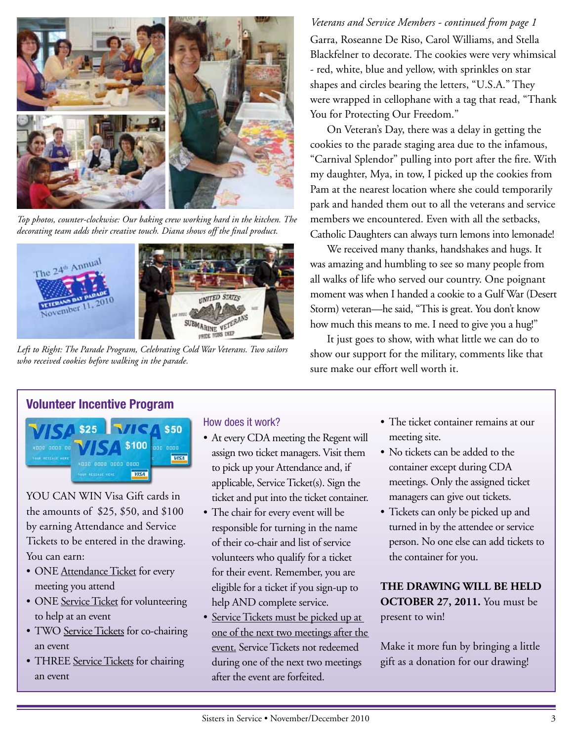*Top photos, counter-clockwise: Our baking crew working hard in the kitchen. The decorating team adds their creative touch. Diana shows off the final product.*

*Left to Right: The Parade Program, Celebrating Cold War Veterans. Two sailors who received cookies before walking in the parade.*

*Veterans and Service Members - continued from page 1*

Garra, Roseanne De Riso, Carol Williams, and Stella Blackfelner to decorate. The cookies were very whimsical - red, white, blue and yellow, with sprinkles on star shapes and circles bearing the letters, "U.S.A." They were wrapped in cellophane with a tag that read, "Thank You for Protecting Our Freedom."

On Veteran's Day, there was a delay in getting the cookies to the parade staging area due to the infamous, "Carnival Splendor" pulling into port after the fire. With my daughter, Mya, in tow, I picked up the cookies from Pam at the nearest location where she could temporarily park and handed them out to all the veterans and service members we encountered. Even with all the setbacks, Catholic Daughters can always turn lemons into lemonade!

We received many thanks, handshakes and hugs. It was amazing and humbling to see so many people from all walks of life who served our country. One poignant moment was when I handed a cookie to a Gulf War (Desert Storm) veteran—he said, "This is great. You don't know how much this means to me. I need to give you a hug!"

It just goes to show, with what little we can do to show our support for the military, comments like that sure make our effort well worth it.

## Volunteer Incentive Program

YOU CAN WIN Visa Gift cards in the amounts of $25, $50, and $100 by earning Attendance and Service Tickets to be entered in the drawing. You can earn:

- ONE Attendance Ticket for every meeting you attend
- ONE Service Ticket for volunteering to help at an event
- TWO Service Tickets for co-chairing an event
- THREE Service Tickets for chairing an event

### How does it work?

- At every CDA meeting the Regent will assign two ticket managers. Visit them to pick up your Attendance and, if applicable, Service Ticket(s). Sign the ticket and put into the ticket container.
- The chair for every event will be responsible for turning in the name of their co-chair and list of service volunteers who qualify for a ticket for their event. Remember, you are eligible for a ticket if you sign-up to help AND complete service.
- Service Tickets must be picked up at one of the next two meetings after the event. Service Tickets not redeemed during one of the next two meetings after the event are forfeited.
- The ticket container remains at our meeting site.
- No tickets can be added to the container except during CDA meetings. Only the assigned ticket managers can give out tickets.
- Tickets can only be picked up and turned in by the attendee or service person. No one else can add tickets to the container for you.

**THE DRAWING WILL BE HELD OCTOBER 27, 2011.** You must be present to win!

Make it more fun by bringing a little gift as a donation for our drawing!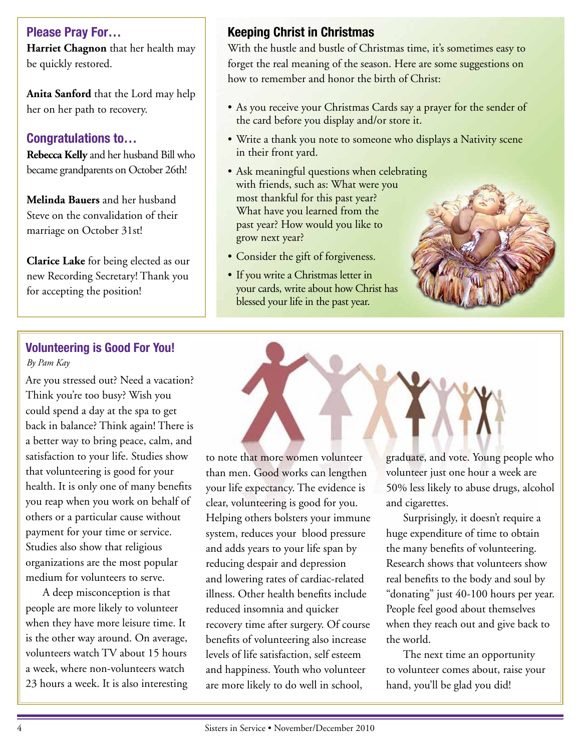## Please Pray For…

**Harriet Chagnon** that her health may be quickly restored.

**Anita Sanford** that the Lord may help her on her path to recovery.

## Congratulations to…

**Rebecca Kelly** and her husband Bill who became grandparents on October 26th!

**Melinda Bauers** and her husband Steve on the convalidation of their marriage on October 31st!

**Clarice Lake** for being elected as our new Recording Secretary! Thank you for accepting the position!

## Keeping Christ in Christmas

With the hustle and bustle of Christmas time, it's sometimes easy to forget the real meaning of the season. Here are some suggestions on how to remember and honor the birth of Christ:

- As you receive your Christmas Cards say a prayer for the sender of the card before you display and/or store it.
- Write a thank you note to someone who displays a Nativity scene in their front yard.
- Ask meaningful questions when celebrating with friends, such as: What were you most thankful for this past year? What have you learned from the past year? How would you like to grow next year?
- Consider the gift of forgiveness.
- If you write a Christmas letter in your cards, write about how Christ has blessed your life in the past year.

## Volunteering is Good For You!

*By Pam Kay*

Are you stressed out? Need a vacation? Think you're too busy? Wish you could spend a day at the spa to get back in balance? Think again! There is a better way to bring peace, calm, and satisfaction to your life. Studies show that volunteering is good for your health. It is only one of many benefits you reap when you work on behalf of others or a particular cause without payment for your time or service. Studies also show that religious organizations are the most popular medium for volunteers to serve.

A deep misconception is that people are more likely to volunteer when they have more leisure time. It is the other way around. On average, volunteers watch TV about 15 hours a week, where non-volunteers watch 23 hours a week. It is also interesting to note that more women volunteer than men. Good works can lengthen your life expectancy. The evidence is clear, volunteering is good for you. Helping others bolsters your immune system, reduces your blood pressure and adds years to your life span by reducing despair and depression and lowering rates of cardiac-related illness. Other health benefits include reduced insomnia and quicker recovery time after surgery. Of course benefits of volunteering also increase levels of life satisfaction, self esteem and happiness. Youth who volunteer are more likely to do well in school, graduate, and vote. Young people who volunteer just one hour a week are 50% less likely to abuse drugs, alcohol and cigarettes.

Surprisingly, it doesn't require a huge expenditure of time to obtain the many benefits of volunteering. Research shows that volunteers show real benefits to the body and soul by "donating" just 40-100 hours per year. People feel good about themselves when they reach out and give back to the world.

The next time an opportunity to volunteer comes about, raise your hand, you'll be glad you did!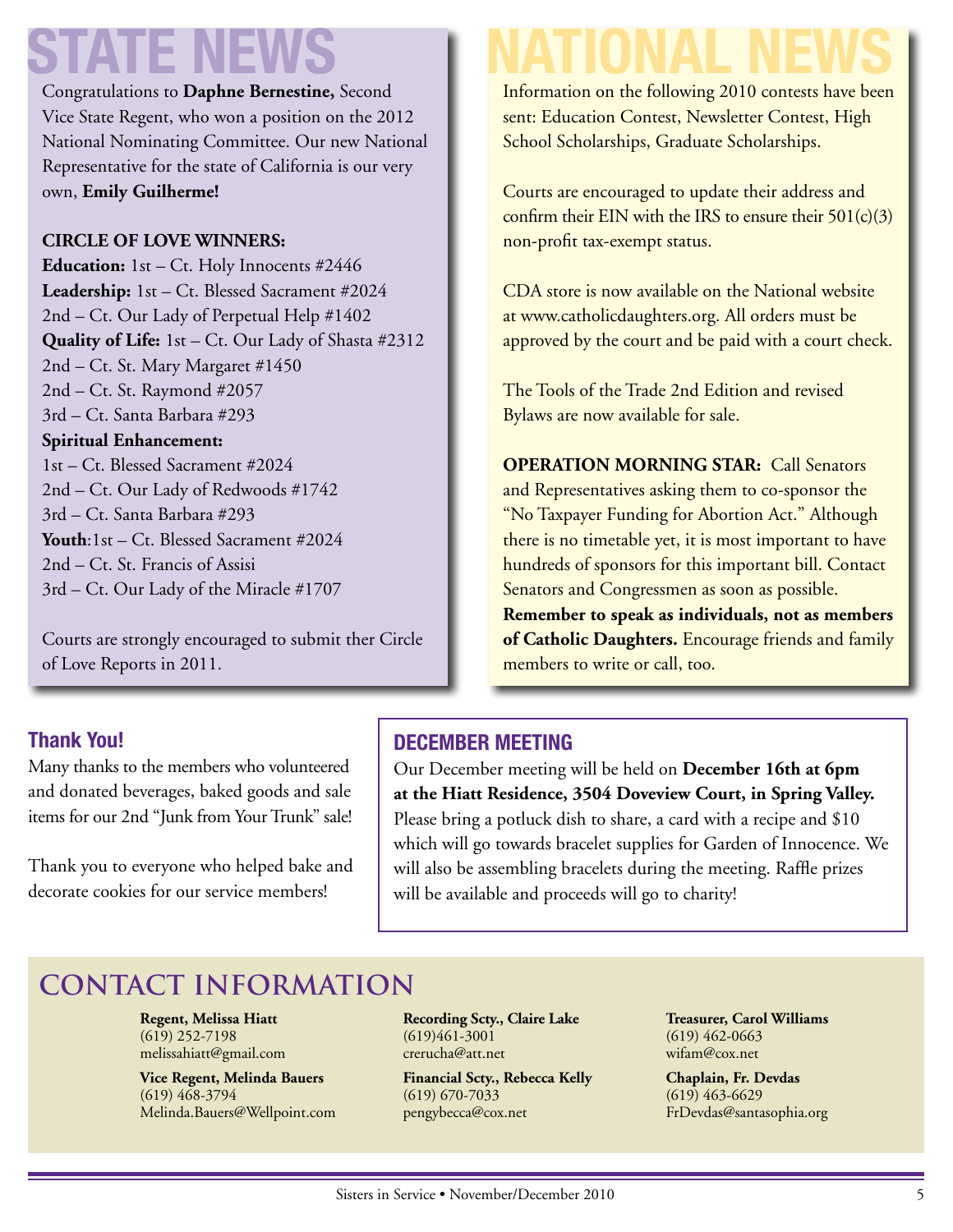# STATE NEWS

Congratulations to **Daphne Bernestine,** Second Vice State Regent, who won a position on the 2012 National Nominating Committee. Our new National Representative for the state of California is our very own, **Emily Guilherme!**

**CIRCLE OF LOVE WINNERS:**

**Education:** 1st – Ct. Holy Innocents #2446

**Leadership:** 1st – Ct. Blessed Sacrament #2024
2nd – Ct. Our Lady of Perpetual Help #1402

**Quality of Life:** 1st – Ct. Our Lady of Shasta #2312
2nd – Ct. St. Mary Margaret #1450
2nd – Ct. St. Raymond #2057
3rd – Ct. Santa Barbara #293

**Spiritual Enhancement:**
1st – Ct. Blessed Sacrament #2024
2nd – Ct. Our Lady of Redwoods #1742
3rd – Ct. Santa Barbara #293

**Youth**:1st – Ct. Blessed Sacrament #2024
2nd – Ct. St. Francis of Assisi
3rd – Ct. Our Lady of the Miracle #1707

Courts are strongly encouraged to submit ther Circle of Love Reports in 2011.

# NATIONAL NEWS

Information on the following 2010 contests have been sent: Education Contest, Newsletter Contest, High School Scholarships, Graduate Scholarships.

Courts are encouraged to update their address and confirm their EIN with the IRS to ensure their 501(c)(3) non-profit tax-exempt status.

CDA store is now available on the National website at www.catholicdaughters.org. All orders must be approved by the court and be paid with a court check.

The Tools of the Trade 2nd Edition and revised Bylaws are now available for sale.

**OPERATION MORNING STAR:** Call Senators and Representatives asking them to co-sponsor the "No Taxpayer Funding for Abortion Act." Although there is no timetable yet, it is most important to have hundreds of sponsors for this important bill. Contact Senators and Congressmen as soon as possible. **Remember to speak as individuals, not as members of Catholic Daughters.** Encourage friends and family members to write or call, too.

## Thank You!

Many thanks to the members who volunteered and donated beverages, baked goods and sale items for our 2nd "Junk from Your Trunk" sale!

Thank you to everyone who helped bake and decorate cookies for our service members!

## DECEMBER MEETING

Our December meeting will be held on **December 16th at 6pm at the Hiatt Residence, 3504 Doveview Court, in Spring Valley.** Please bring a potluck dish to share, a card with a recipe and $10 which will go towards bracelet supplies for Garden of Innocence. We will also be assembling bracelets during the meeting. Raffle prizes will be available and proceeds will go to charity!

## CONTACT INFORMATION

**Regent, Melissa Hiatt**
(619) 252-7198
melissahiatt@gmail.com

**Vice Regent, Melinda Bauers**
(619) 468-3794
Melinda.Bauers@Wellpoint.com

**Recording Scty., Claire Lake**
(619)461-3001
crerucha@att.net

**Financial Scty., Rebecca Kelly**
(619) 670-7033
pengybecca@cox.net

**Treasurer, Carol Williams**
(619) 462-0663
wifam@cox.net

**Chaplain, Fr. Devdas**
(619) 463-6629
FrDevdas@santasophia.org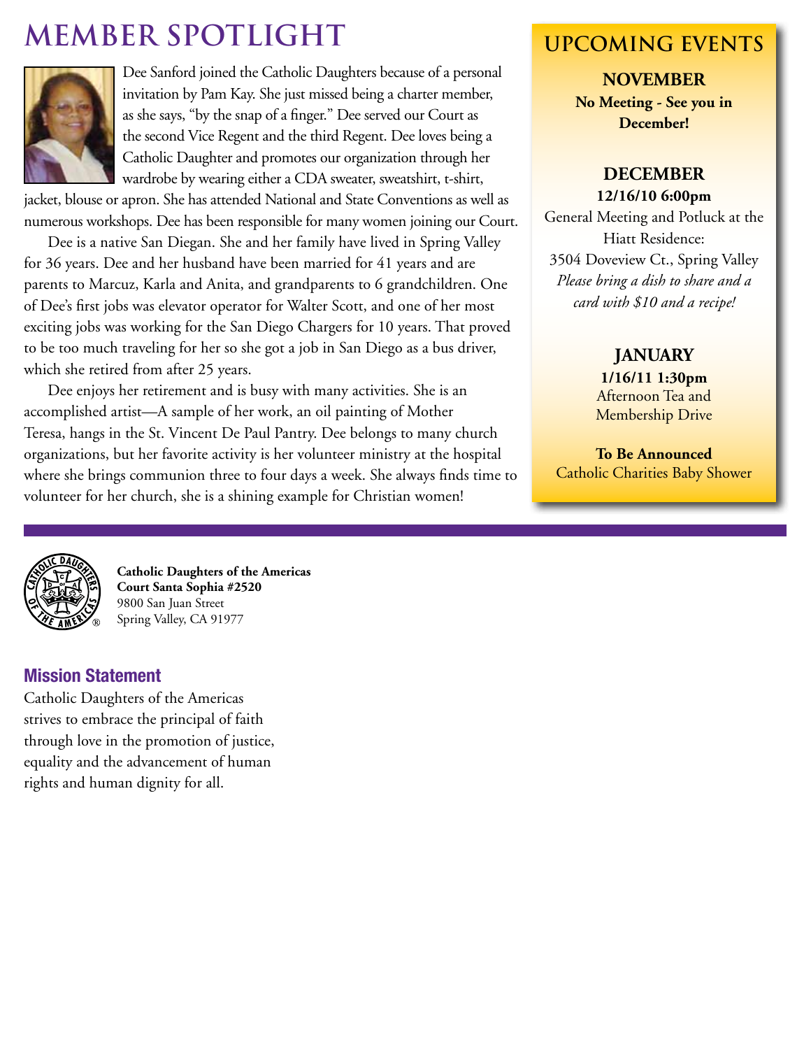# MEMBER SPOTLIGHT

Dee Sanford joined the Catholic Daughters because of a personal invitation by Pam Kay. She just missed being a charter member, as she says, "by the snap of a finger." Dee served our Court as the second Vice Regent and the third Regent. Dee loves being a Catholic Daughter and promotes our organization through her wardrobe by wearing either a CDA sweater, sweatshirt, t-shirt, jacket, blouse or apron. She has attended National and State Conventions as well as numerous workshops. Dee has been responsible for many women joining our Court.

Dee is a native San Diegan. She and her family have lived in Spring Valley for 36 years. Dee and her husband have been married for 41 years and are parents to Marcuz, Karla and Anita, and grandparents to 6 grandchildren. One of Dee's first jobs was elevator operator for Walter Scott, and one of her most exciting jobs was working for the San Diego Chargers for 10 years. That proved to be too much traveling for her so she got a job in San Diego as a bus driver, which she retired from after 25 years.

Dee enjoys her retirement and is busy with many activities. She is an accomplished artist—A sample of her work, an oil painting of Mother Teresa, hangs in the St. Vincent De Paul Pantry. Dee belongs to many church organizations, but her favorite activity is her volunteer ministry at the hospital where she brings communion three to four days a week. She always finds time to volunteer for her church, she is a shining example for Christian women!

## UPCOMING EVENTS

**NOVEMBER**
**No Meeting - See you in December!**

**DECEMBER**
**12/16/10 6:00pm**
General Meeting and Potluck at the Hiatt Residence:
3504 Doveview Ct., Spring Valley
*Please bring a dish to share and a card with $10 and a recipe!*

**JANUARY**
**1/16/11 1:30pm**
Afternoon Tea and Membership Drive

**To Be Announced**
Catholic Charities Baby Shower

**Catholic Daughters of the Americas**
**Court Santa Sophia #2520**
9800 San Juan Street
Spring Valley, CA 91977

## Mission Statement

Catholic Daughters of the Americas strives to embrace the principal of faith through love in the promotion of justice, equality and the advancement of human rights and human dignity for all.